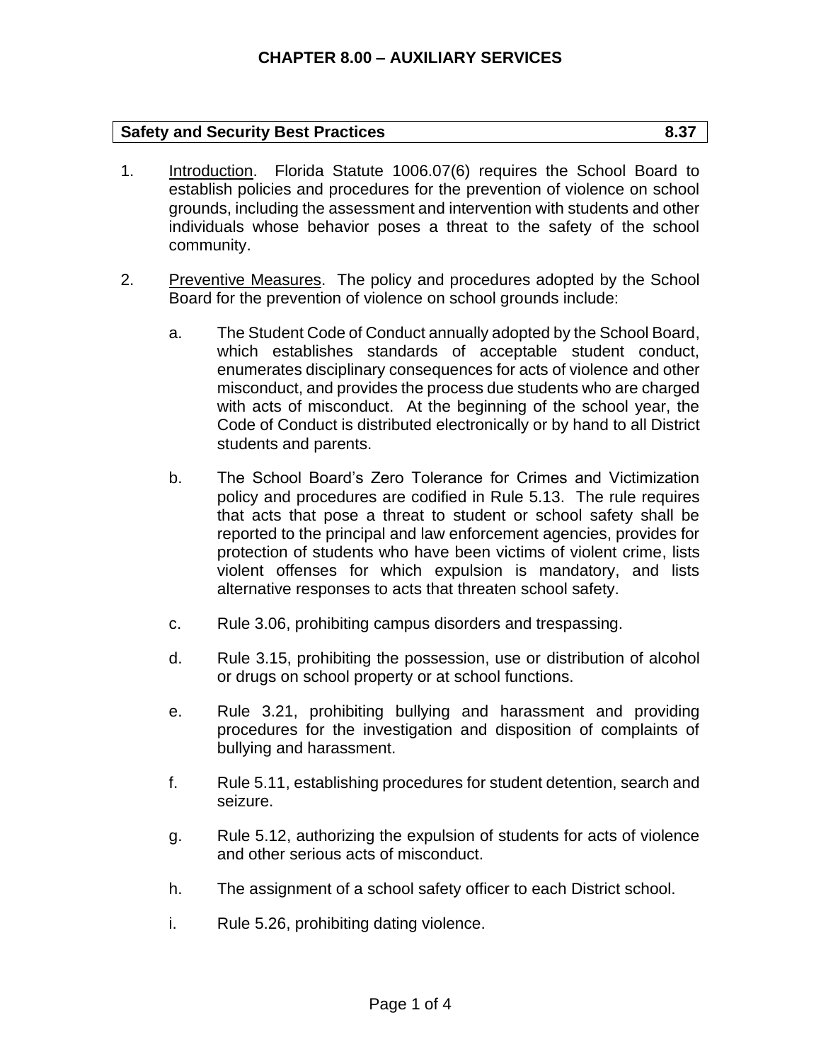# CHAPTER 8.00 – AUXILIARY SERVICES

## Safety and Security Best Practices 8.37

1. Introduction. Florida Statute 1006.07(6) requires the School Board to establish policies and procedures for the prevention of violence on school grounds, including the assessment and intervention with students and other individuals whose behavior poses a threat to the safety of the school community.

2. Preventive Measures. The policy and procedures adopted by the School Board for the prevention of violence on school grounds include:

   a. The Student Code of Conduct annually adopted by the School Board, which establishes standards of acceptable student conduct, enumerates disciplinary consequences for acts of violence and other misconduct, and provides the process due students who are charged with acts of misconduct. At the beginning of the school year, the Code of Conduct is distributed electronically or by hand to all District students and parents.

   b. The School Board's Zero Tolerance for Crimes and Victimization policy and procedures are codified in Rule 5.13. The rule requires that acts that pose a threat to student or school safety shall be reported to the principal and law enforcement agencies, provides for protection of students who have been victims of violent crime, lists violent offenses for which expulsion is mandatory, and lists alternative responses to acts that threaten school safety.

   c. Rule 3.06, prohibiting campus disorders and trespassing.

   d. Rule 3.15, prohibiting the possession, use or distribution of alcohol or drugs on school property or at school functions.

   e. Rule 3.21, prohibiting bullying and harassment and providing procedures for the investigation and disposition of complaints of bullying and harassment.

   f. Rule 5.11, establishing procedures for student detention, search and seizure.

   g. Rule 5.12, authorizing the expulsion of students for acts of violence and other serious acts of misconduct.

   h. The assignment of a school safety officer to each District school.

   i. Rule 5.26, prohibiting dating violence.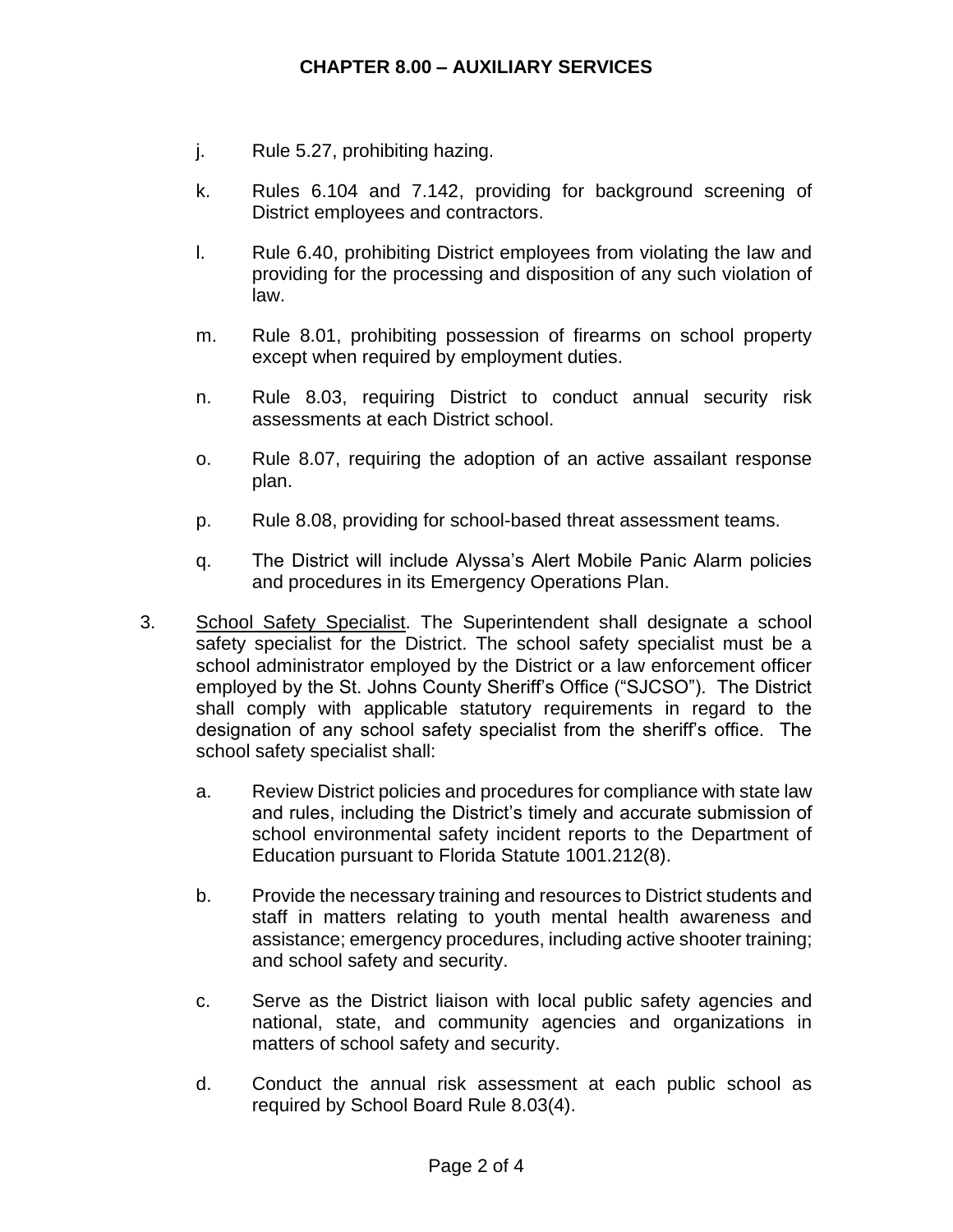j. Rule 5.27, prohibiting hazing.

k. Rules 6.104 and 7.142, providing for background screening of District employees and contractors.

l. Rule 6.40, prohibiting District employees from violating the law and providing for the processing and disposition of any such violation of law.

m. Rule 8.01, prohibiting possession of firearms on school property except when required by employment duties.

n. Rule 8.03, requiring District to conduct annual security risk assessments at each District school.

o. Rule 8.07, requiring the adoption of an active assailant response plan.

p. Rule 8.08, providing for school-based threat assessment teams.

q. The District will include Alyssa's Alert Mobile Panic Alarm policies and procedures in its Emergency Operations Plan.

3. School Safety Specialist. The Superintendent shall designate a school safety specialist for the District. The school safety specialist must be a school administrator employed by the District or a law enforcement officer employed by the St. Johns County Sheriff's Office ("SJCSO"). The District shall comply with applicable statutory requirements in regard to the designation of any school safety specialist from the sheriff's office. The school safety specialist shall:

   a. Review District policies and procedures for compliance with state law and rules, including the District's timely and accurate submission of school environmental safety incident reports to the Department of Education pursuant to Florida Statute 1001.212(8).

   b. Provide the necessary training and resources to District students and staff in matters relating to youth mental health awareness and assistance; emergency procedures, including active shooter training; and school safety and security.

   c. Serve as the District liaison with local public safety agencies and national, state, and community agencies and organizations in matters of school safety and security.

   d. Conduct the annual risk assessment at each public school as required by School Board Rule 8.03(4).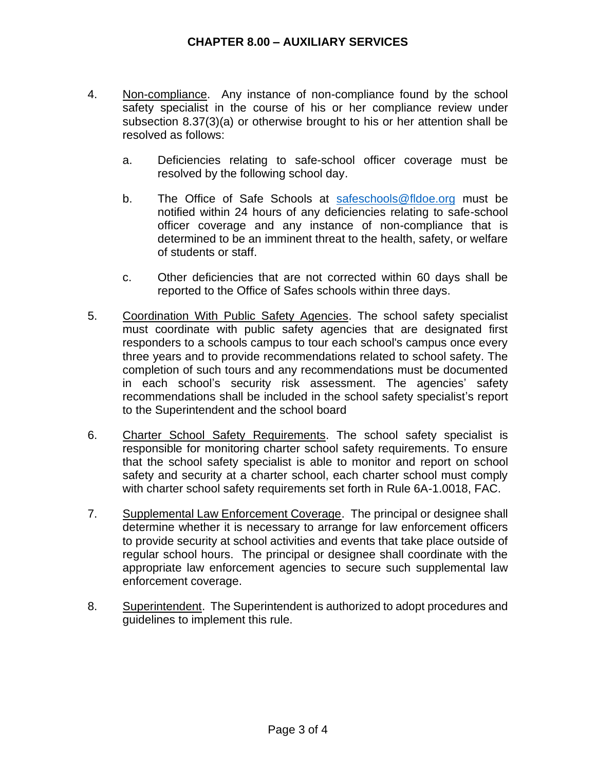4. Non-compliance. Any instance of non-compliance found by the school safety specialist in the course of his or her compliance review under subsection 8.37(3)(a) or otherwise brought to his or her attention shall be resolved as follows:

    a. Deficiencies relating to safe-school officer coverage must be resolved by the following school day.

    b. The Office of Safe Schools at [safeschools@fldoe.org](mailto:safeschools@fldoe.org) must be notified within 24 hours of any deficiencies relating to safe-school officer coverage and any instance of non-compliance that is determined to be an imminent threat to the health, safety, or welfare of students or staff.

    c. Other deficiencies that are not corrected within 60 days shall be reported to the Office of Safes schools within three days.

5. Coordination With Public Safety Agencies. The school safety specialist must coordinate with public safety agencies that are designated first responders to a schools campus to tour each school's campus once every three years and to provide recommendations related to school safety. The completion of such tours and any recommendations must be documented in each school's security risk assessment. The agencies' safety recommendations shall be included in the school safety specialist's report to the Superintendent and the school board

6. Charter School Safety Requirements. The school safety specialist is responsible for monitoring charter school safety requirements. To ensure that the school safety specialist is able to monitor and report on school safety and security at a charter school, each charter school must comply with charter school safety requirements set forth in Rule 6A-1.0018, FAC.

7. Supplemental Law Enforcement Coverage. The principal or designee shall determine whether it is necessary to arrange for law enforcement officers to provide security at school activities and events that take place outside of regular school hours. The principal or designee shall coordinate with the appropriate law enforcement agencies to secure such supplemental law enforcement coverage.

8. Superintendent. The Superintendent is authorized to adopt procedures and guidelines to implement this rule.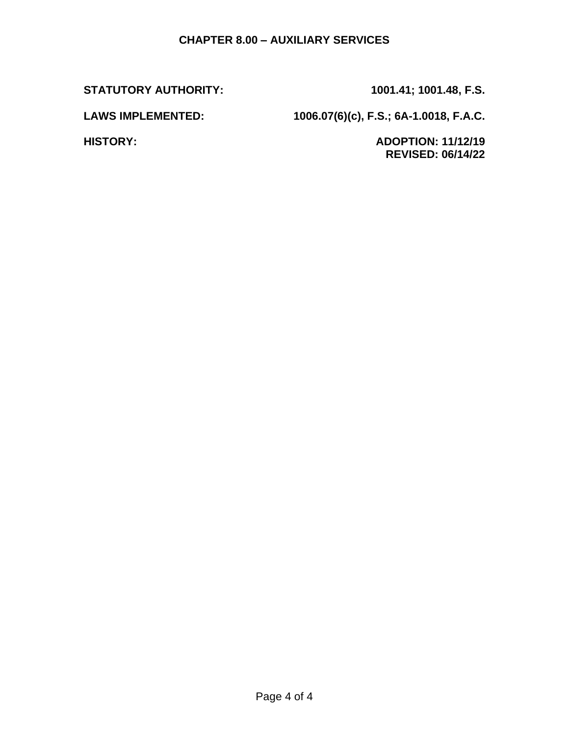**STATUTORY AUTHORITY:** **1001.41; 1001.48, F.S.**

**LAWS IMPLEMENTED:** **1006.07(6)(c), F.S.; 6A-1.0018, F.A.C.**

**HISTORY:** **ADOPTION: 11/12/19**
**REVISED: 06/14/22**